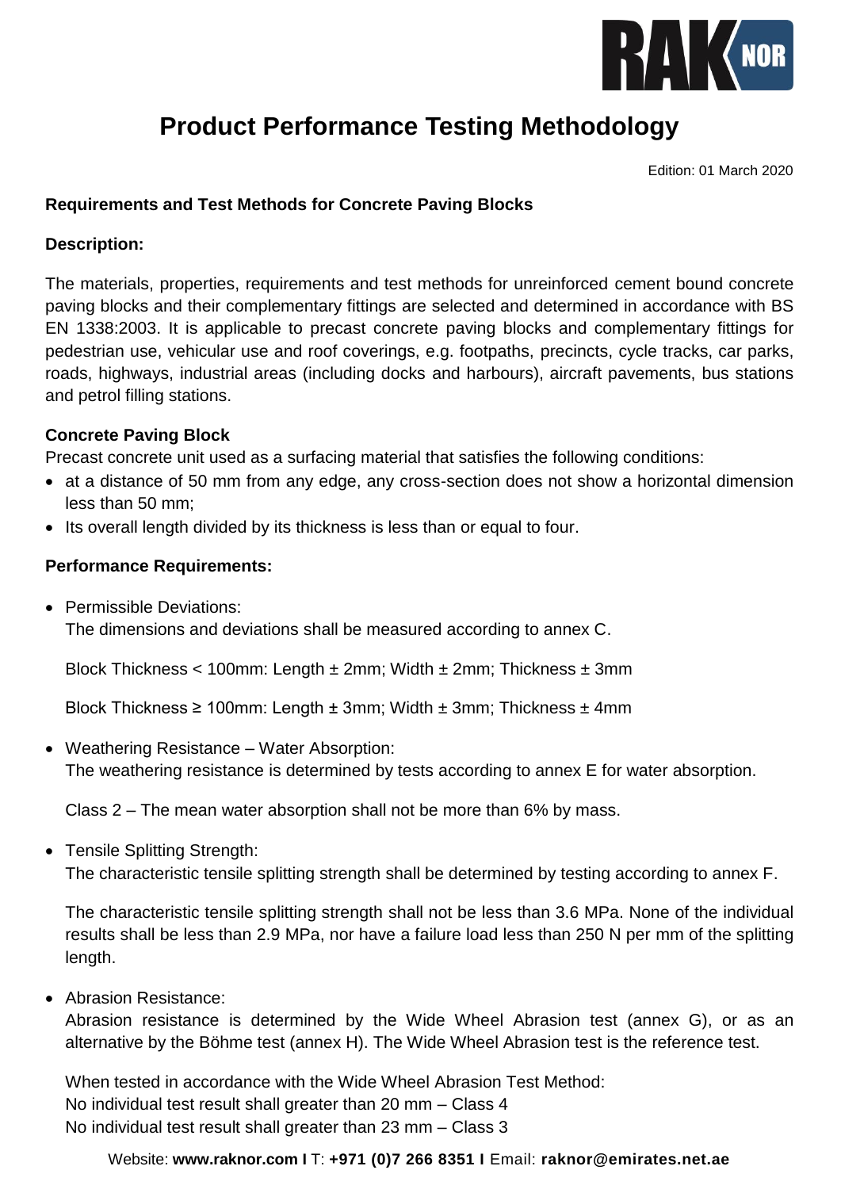# Product Performance Testing Methodology

Edition: 01 March 2020

**Requirements and Test Methods for Concrete Paving Blocks**

**Description:**

The materials, properties, requirements and test methods for unreinforced cement bound concrete paving blocks and their complementary fittings are selected and determined in accordance with BS EN 1338:2003. It is applicable to precast concrete paving blocks and complementary fittings for pedestrian use, vehicular use and roof coverings, e.g. footpaths, precincts, cycle tracks, car parks, roads, highways, industrial areas (including docks and harbours), aircraft pavements, bus stations and petrol filling stations.

**Concrete Paving Block**

Precast concrete unit used as a surfacing material that satisfies the following conditions:

- at a distance of 50 mm from any edge, any cross-section does not show a horizontal dimension less than 50 mm;
- Its overall length divided by its thickness is less than or equal to four.

**Performance Requirements:**

- Permissible Deviations:
  The dimensions and deviations shall be measured according to annex C.

  Block Thickness < 100mm: Length ± 2mm; Width ± 2mm; Thickness ± 3mm

  Block Thickness ≥ 100mm: Length ± 3mm; Width ± 3mm; Thickness ± 4mm

- Weathering Resistance – Water Absorption:
  The weathering resistance is determined by tests according to annex E for water absorption.

  Class 2 – The mean water absorption shall not be more than 6% by mass.

- Tensile Splitting Strength:
  The characteristic tensile splitting strength shall be determined by testing according to annex F.

  The characteristic tensile splitting strength shall not be less than 3.6 MPa. None of the individual results shall be less than 2.9 MPa, nor have a failure load less than 250 N per mm of the splitting length.

- Abrasion Resistance:
  Abrasion resistance is determined by the Wide Wheel Abrasion test (annex G), or as an alternative by the Böhme test (annex H). The Wide Wheel Abrasion test is the reference test.

  When tested in accordance with the Wide Wheel Abrasion Test Method:
  No individual test result shall greater than 20 mm – Class 4
  No individual test result shall greater than 23 mm – Class 3

Website: **www.raknor.com I** T: **+971 (0)7 266 8351 I** Email: **raknor@emirates.net.ae**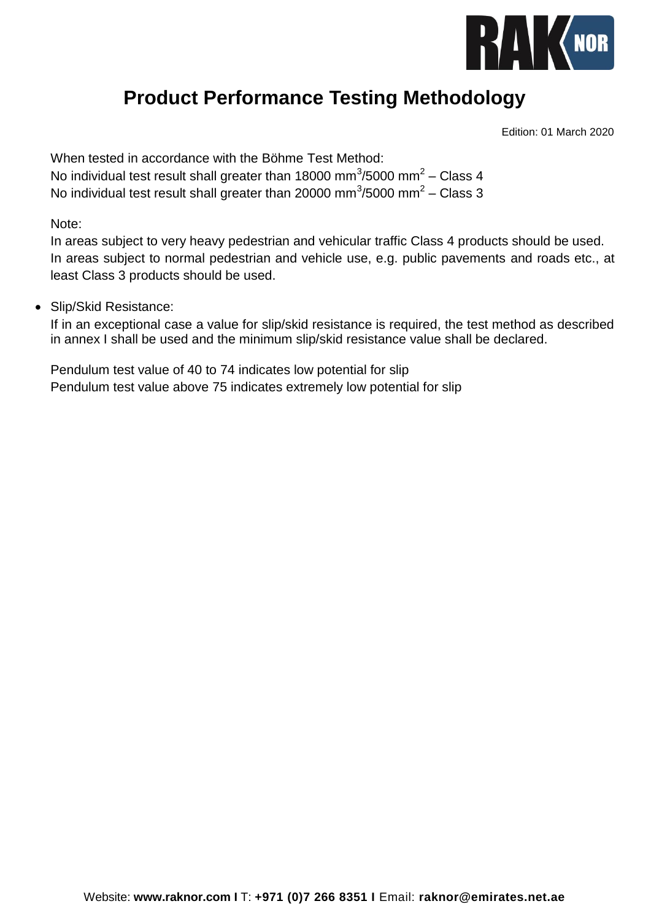# Product Performance Testing Methodology

Edition: 01 March 2020

When tested in accordance with the Böhme Test Method:
No individual test result shall greater than 18000 $mm^3$/5000 $mm^2$ – Class 4
No individual test result shall greater than 20000 $mm^3$/5000 $mm^2$ – Class 3

Note:
In areas subject to very heavy pedestrian and vehicular traffic Class 4 products should be used. In areas subject to normal pedestrian and vehicle use, e.g. public pavements and roads etc., at least Class 3 products should be used.

- Slip/Skid Resistance:
  If in an exceptional case a value for slip/skid resistance is required, the test method as described in annex I shall be used and the minimum slip/skid resistance value shall be declared.

  Pendulum test value of 40 to 74 indicates low potential for slip
  Pendulum test value above 75 indicates extremely low potential for slip

Website: **www.raknor.com I** T: **+971 (0)7 266 8351 I** Email: **raknor@emirates.net.ae**